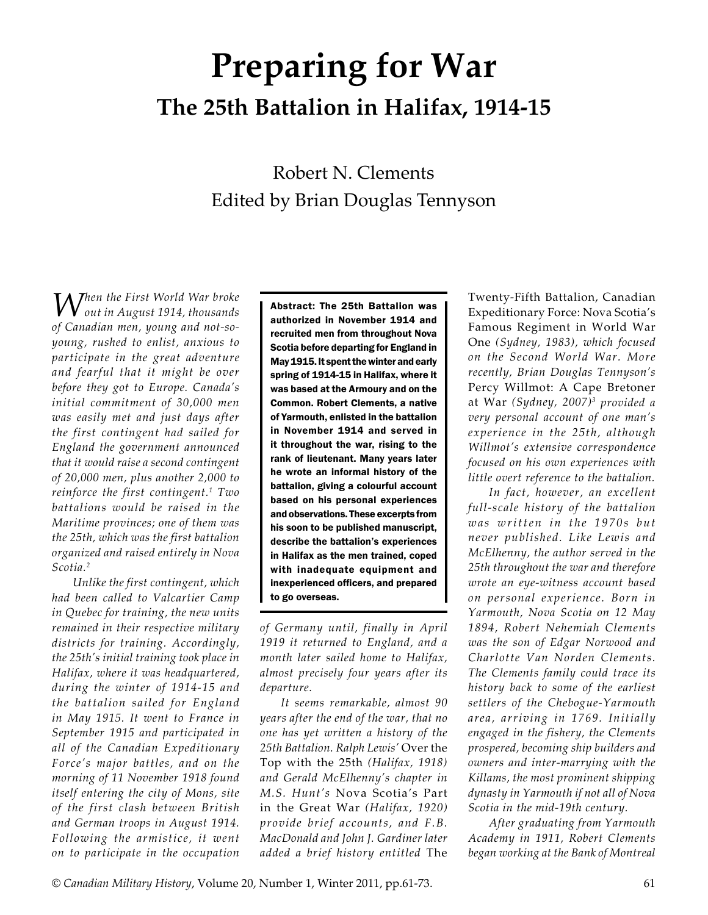# Preparing for War

## The 25th Battalion in Halifax, 1914-15

Robert N. Clements

Edited by Brian Douglas Tennyson

**Abstract: The 25th Battalion was authorized in November 1914 and recruited men from throughout Nova Scotia before departing for England in May 1915. It spent the winter and early spring of 1914-15 in Halifax, where it was based at the Armoury and on the Common. Robert Clements, a native of Yarmouth, enlisted in the battalion in November 1914 and served in it throughout the war, rising to the rank of lieutenant. Many years later he wrote an informal history of the battalion, giving a colourful account based on his personal experiences and observations. These excerpts from his soon to be published manuscript, describe the battalion's experiences in Halifax as the men trained, coped with inadequate equipment and inexperienced officers, and prepared to go overseas.**

*When the First World War broke out in August 1914, thousands of Canadian men, young and not-so-young, rushed to enlist, anxious to participate in the great adventure and fearful that it might be over before they got to Europe. Canada's initial commitment of 30,000 men was easily met and just days after the first contingent had sailed for England the government announced that it would raise a second contingent of 20,000 men, plus another 2,000 to reinforce the first contingent.[1] Two battalions would be raised in the Maritime provinces; one of them was the 25th, which was the first battalion organized and raised entirely in Nova Scotia.[2]*

*Unlike the first contingent, which had been called to Valcartier Camp in Quebec for training, the new units remained in their respective military districts for training. Accordingly, the 25th's initial training took place in Halifax, where it was headquartered, during the winter of 1914-15 and the battalion sailed for England in May 1915. It went to France in September 1915 and participated in all of the Canadian Expeditionary Force's major battles, and on the morning of 11 November 1918 found itself entering the city of Mons, site of the first clash between British and German troops in August 1914. Following the armistice, it went on to participate in the occupation of Germany until, finally in April 1919 it returned to England, and a month later sailed home to Halifax, almost precisely four years after its departure.*

*It seems remarkable, almost 90 years after the end of the war, that no one has yet written a history of the 25th Battalion. Ralph Lewis'* Over the Top with the 25th *(Halifax, 1918) and Gerald McElhenny's chapter in M.S. Hunt's* Nova Scotia's Part in the Great War *(Halifax, 1920) provide brief accounts, and F.B. MacDonald and John J. Gardiner later added a brief history entitled* The Twenty-Fifth Battalion, Canadian Expeditionary Force: Nova Scotia's Famous Regiment in World War One *(Sydney, 1983), which focused on the Second World War. More recently, Brian Douglas Tennyson's* Percy Willmot: A Cape Bretoner at War *(Sydney, 2007)[3] provided a very personal account of one man's experience in the 25th, although Willmot's extensive correspondence focused on his own experiences with little overt reference to the battalion.*

*In fact, however, an excellent full-scale history of the battalion was written in the 1970s but never published. Like Lewis and McElhenny, the author served in the 25th throughout the war and therefore wrote an eye-witness account based on personal experience. Born in Yarmouth, Nova Scotia on 12 May 1894, Robert Nehemiah Clements was the son of Edgar Norwood and Charlotte Van Norden Clements. The Clements family could trace its history back to some of the earliest settlers of the Chebogue-Yarmouth area, arriving in 1769. Initially engaged in the fishery, the Clements prospered, becoming ship builders and owners and inter-marrying with the Killams, the most prominent shipping dynasty in Yarmouth if not all of Nova Scotia in the mid-19th century.*

*After graduating from Yarmouth Academy in 1911, Robert Clements began working at the Bank of Montreal*

© *Canadian Military History*, Volume 20, Number 1, Winter 2011, pp.61-73.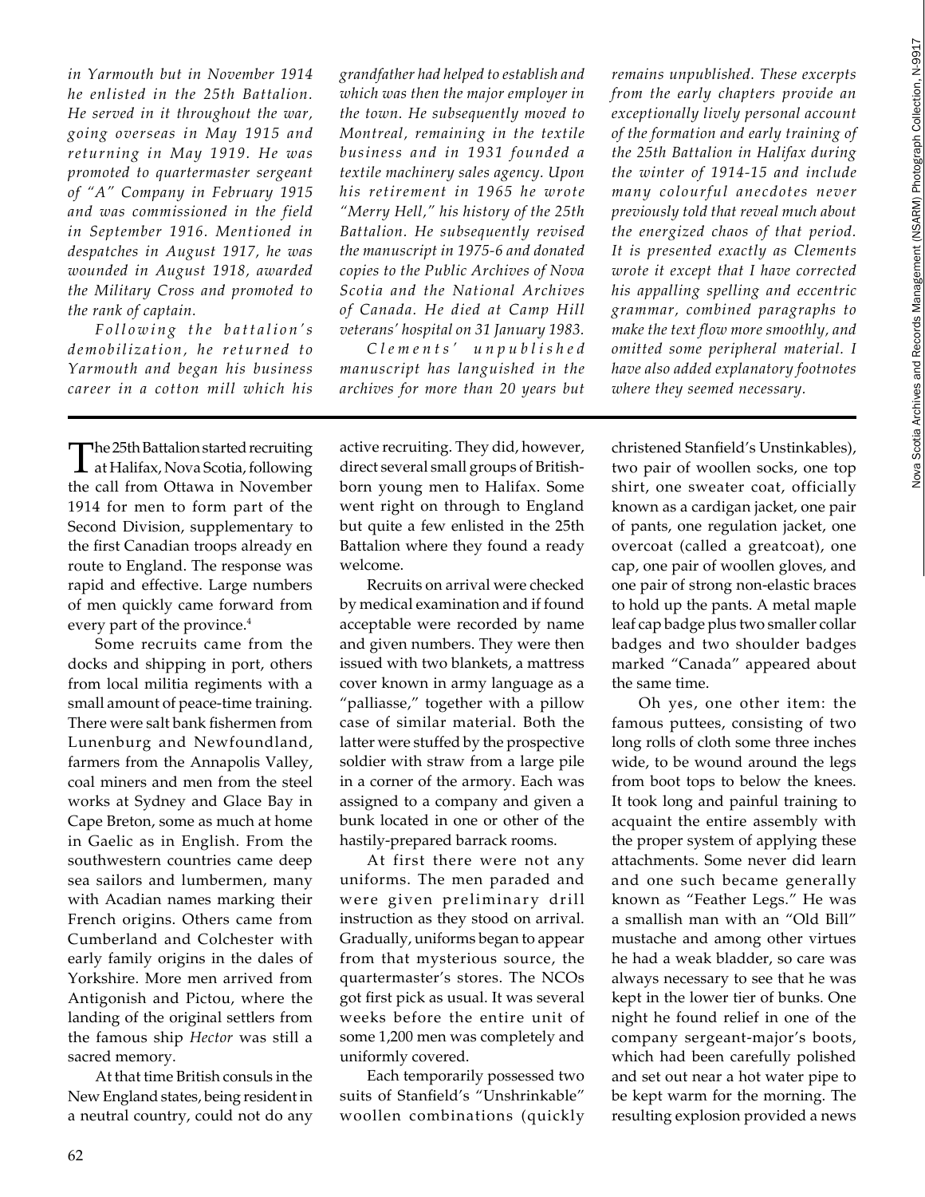*in Yarmouth but in November 1914 he enlisted in the 25th Battalion. He served in it throughout the war, going overseas in May 1915 and returning in May 1919. He was promoted to quartermaster sergeant of "A" Company in February 1915 and was commissioned in the field in September 1916. Mentioned in despatches in August 1917, he was wounded in August 1918, awarded the Military Cross and promoted to the rank of captain.*

*Following the battalion's demobilization, he returned to Yarmouth and began his business career in a cotton mill which his grandfather had helped to establish and which was then the major employer in the town. He subsequently moved to Montreal, remaining in the textile business and in 1931 founded a textile machinery sales agency. Upon his retirement in 1965 he wrote "Merry Hell," his history of the 25th Battalion. He subsequently revised the manuscript in 1975-6 and donated copies to the Public Archives of Nova Scotia and the National Archives of Canada. He died at Camp Hill veterans' hospital on 31 January 1983.*

*Clements' unpublished manuscript has languished in the archives for more than 20 years but remains unpublished. These excerpts from the early chapters provide an exceptionally lively personal account of the formation and early training of the 25th Battalion in Halifax during the winter of 1914-15 and include many colourful anecdotes never previously told that reveal much about the energized chaos of that period. It is presented exactly as Clements wrote it except that I have corrected his appalling spelling and eccentric grammar, combined paragraphs to make the text flow more smoothly, and omitted some peripheral material. I have also added explanatory footnotes where they seemed necessary.*

---

The 25th Battalion started recruiting at Halifax, Nova Scotia, following the call from Ottawa in November 1914 for men to form part of the Second Division, supplementary to the first Canadian troops already en route to England. The response was rapid and effective. Large numbers of men quickly came forward from every part of the province.[4]

Some recruits came from the docks and shipping in port, others from local militia regiments with a small amount of peace-time training. There were salt bank fishermen from Lunenburg and Newfoundland, farmers from the Annapolis Valley, coal miners and men from the steel works at Sydney and Glace Bay in Cape Breton, some as much at home in Gaelic as in English. From the southwestern countries came deep sea sailors and lumbermen, many with Acadian names marking their French origins. Others came from Cumberland and Colchester with early family origins in the dales of Yorkshire. More men arrived from Antigonish and Pictou, where the landing of the original settlers from the famous ship *Hector* was still a sacred memory.

At that time British consuls in the New England states, being resident in a neutral country, could not do any active recruiting. They did, however, direct several small groups of British-born young men to Halifax. Some went right on through to England but quite a few enlisted in the 25th Battalion where they found a ready welcome.

Recruits on arrival were checked by medical examination and if found acceptable were recorded by name and given numbers. They were then issued with two blankets, a mattress cover known in army language as a "palliasse," together with a pillow case of similar material. Both the latter were stuffed by the prospective soldier with straw from a large pile in a corner of the armory. Each was assigned to a company and given a bunk located in one or other of the hastily-prepared barrack rooms.

At first there were not any uniforms. The men paraded and were given preliminary drill instruction as they stood on arrival. Gradually, uniforms began to appear from that mysterious source, the quartermaster's stores. The NCOs got first pick as usual. It was several weeks before the entire unit of some 1,200 men was completely and uniformly covered.

Each temporarily possessed two suits of Stanfield's "Unshrinkable" woollen combinations (quickly christened Stanfield's Unstinkables), two pair of woollen socks, one top shirt, one sweater coat, officially known as a cardigan jacket, one pair of pants, one regulation jacket, one overcoat (called a greatcoat), one cap, one pair of woollen gloves, and one pair of strong non-elastic braces to hold up the pants. A metal maple leaf cap badge plus two smaller collar badges and two shoulder badges marked "Canada" appeared about the same time.

Oh yes, one other item: the famous puttees, consisting of two long rolls of cloth some three inches wide, to be wound around the legs from boot tops to below the knees. It took long and painful training to acquaint the entire assembly with the proper system of applying these attachments. Some never did learn and one such became generally known as "Feather Legs." He was a smallish man with an "Old Bill" mustache and among other virtues he had a weak bladder, so care was always necessary to see that he was kept in the lower tier of bunks. One night he found relief in one of the company sergeant-major's boots, which had been carefully polished and set out near a hot water pipe to be kept warm for the morning. The resulting explosion provided a news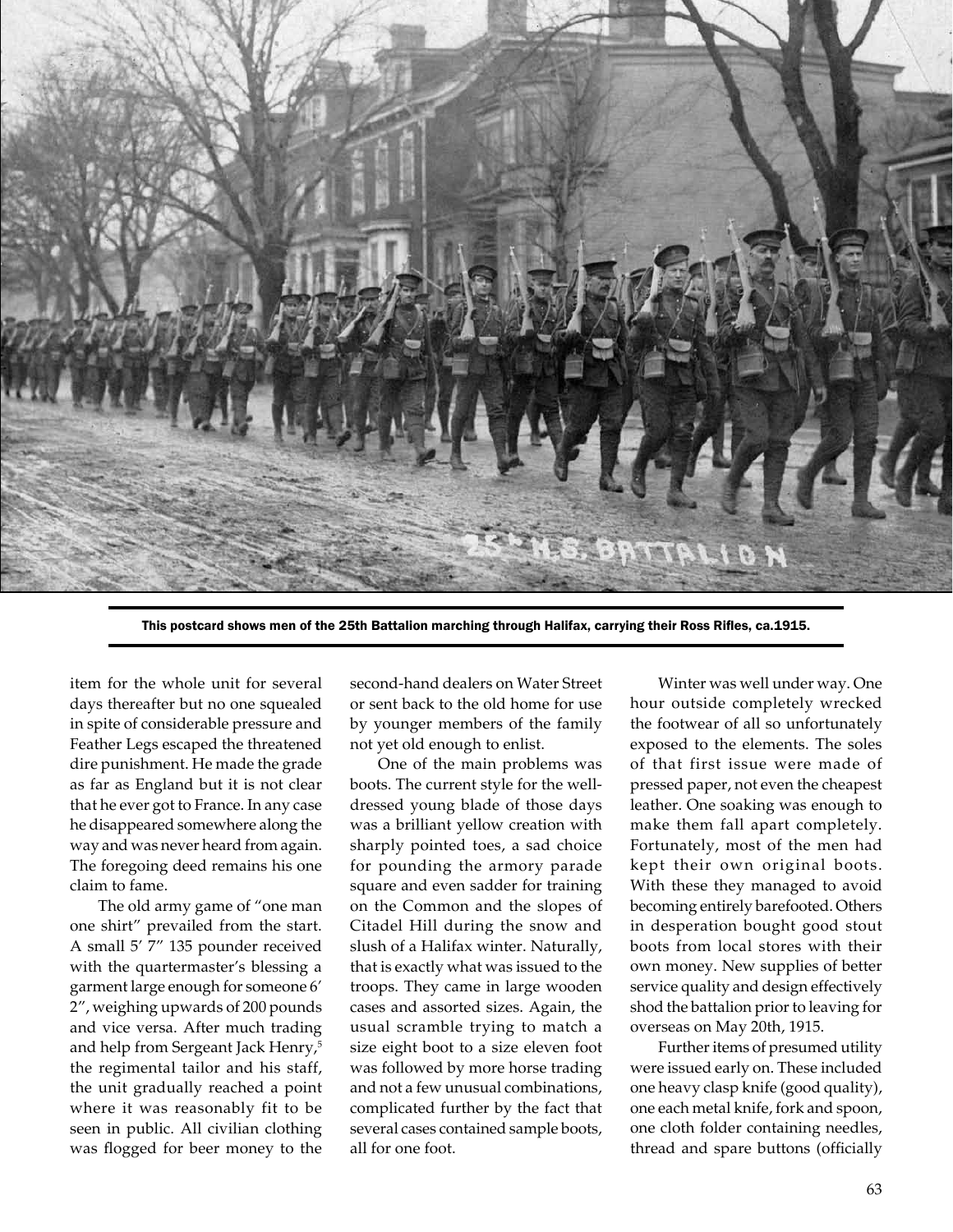This postcard shows men of the 25th Battalion marching through Halifax, carrying their Ross Rifles, ca.1915.

item for the whole unit for several days thereafter but no one squealed in spite of considerable pressure and Feather Legs escaped the threatened dire punishment. He made the grade as far as England but it is not clear that he ever got to France. In any case he disappeared somewhere along the way and was never heard from again. The foregoing deed remains his one claim to fame.

The old army game of "one man one shirt" prevailed from the start. A small 5′ 7″ 135 pounder received with the quartermaster's blessing a garment large enough for someone 6′ 2″, weighing upwards of 200 pounds and vice versa. After much trading and help from Sergeant Jack Henry,[5] the regimental tailor and his staff, the unit gradually reached a point where it was reasonably fit to be seen in public. All civilian clothing was flogged for beer money to the second-hand dealers on Water Street or sent back to the old home for use by younger members of the family not yet old enough to enlist.

One of the main problems was boots. The current style for the well-dressed young blade of those days was a brilliant yellow creation with sharply pointed toes, a sad choice for pounding the armory parade square and even sadder for training on the Common and the slopes of Citadel Hill during the snow and slush of a Halifax winter. Naturally, that is exactly what was issued to the troops. They came in large wooden cases and assorted sizes. Again, the usual scramble trying to match a size eight boot to a size eleven foot was followed by more horse trading and not a few unusual combinations, complicated further by the fact that several cases contained sample boots, all for one foot.

Winter was well under way. One hour outside completely wrecked the footwear of all so unfortunately exposed to the elements. The soles of that first issue were made of pressed paper, not even the cheapest leather. One soaking was enough to make them fall apart completely. Fortunately, most of the men had kept their own original boots. With these they managed to avoid becoming entirely barefooted. Others in desperation bought good stout boots from local stores with their own money. New supplies of better service quality and design effectively shod the battalion prior to leaving for overseas on May 20th, 1915.

Further items of presumed utility were issued early on. These included one heavy clasp knife (good quality), one each metal knife, fork and spoon, one cloth folder containing needles, thread and spare buttons (officially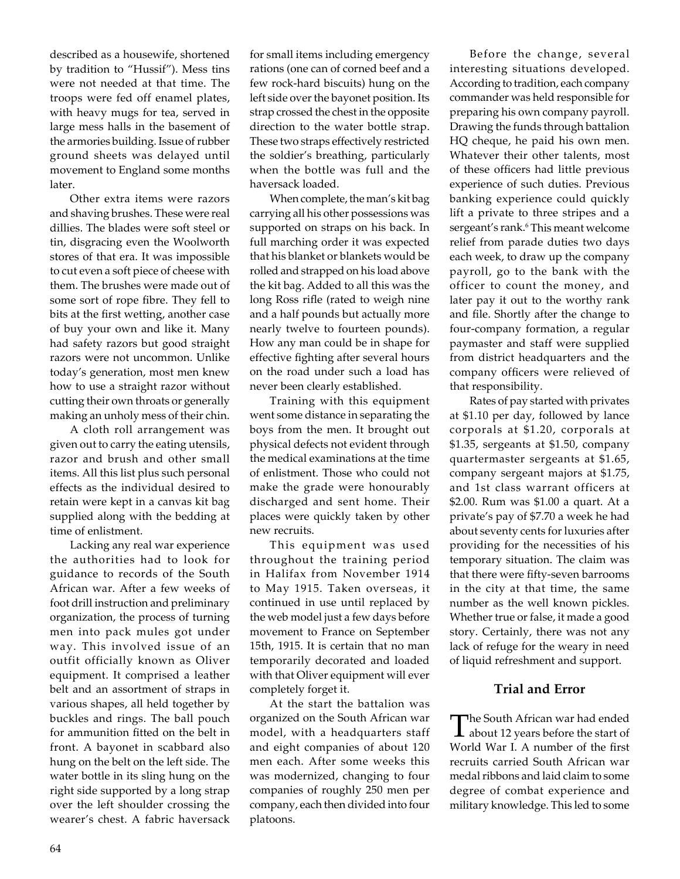described as a housewife, shortened by tradition to "Hussif"). Mess tins were not needed at that time. The troops were fed off enamel plates, with heavy mugs for tea, served in large mess halls in the basement of the armories building. Issue of rubber ground sheets was delayed until movement to England some months later.

Other extra items were razors and shaving brushes. These were real dillies. The blades were soft steel or tin, disgracing even the Woolworth stores of that era. It was impossible to cut even a soft piece of cheese with them. The brushes were made out of some sort of rope fibre. They fell to bits at the first wetting, another case of buy your own and like it. Many had safety razors but good straight razors were not uncommon. Unlike today's generation, most men knew how to use a straight razor without cutting their own throats or generally making an unholy mess of their chin.

A cloth roll arrangement was given out to carry the eating utensils, razor and brush and other small items. All this list plus such personal effects as the individual desired to retain were kept in a canvas kit bag supplied along with the bedding at time of enlistment.

Lacking any real war experience the authorities had to look for guidance to records of the South African war. After a few weeks of foot drill instruction and preliminary organization, the process of turning men into pack mules got under way. This involved issue of an outfit officially known as Oliver equipment. It comprised a leather belt and an assortment of straps in various shapes, all held together by buckles and rings. The ball pouch for ammunition fitted on the belt in front. A bayonet in scabbard also hung on the belt on the left side. The water bottle in its sling hung on the right side supported by a long strap over the left shoulder crossing the wearer's chest. A fabric haversack for small items including emergency rations (one can of corned beef and a few rock-hard biscuits) hung on the left side over the bayonet position. Its strap crossed the chest in the opposite direction to the water bottle strap. These two straps effectively restricted the soldier's breathing, particularly when the bottle was full and the haversack loaded.

When complete, the man's kit bag carrying all his other possessions was supported on straps on his back. In full marching order it was expected that his blanket or blankets would be rolled and strapped on his load above the kit bag. Added to all this was the long Ross rifle (rated to weigh nine and a half pounds but actually more nearly twelve to fourteen pounds). How any man could be in shape for effective fighting after several hours on the road under such a load has never been clearly established.

Training with this equipment went some distance in separating the boys from the men. It brought out physical defects not evident through the medical examinations at the time of enlistment. Those who could not make the grade were honourably discharged and sent home. Their places were quickly taken by other new recruits.

This equipment was used throughout the training period in Halifax from November 1914 to May 1915. Taken overseas, it continued in use until replaced by the web model just a few days before movement to France on September 15th, 1915. It is certain that no man temporarily decorated and loaded with that Oliver equipment will ever completely forget it.

At the start the battalion was organized on the South African war model, with a headquarters staff and eight companies of about 120 men each. After some weeks this was modernized, changing to four companies of roughly 250 men per company, each then divided into four platoons.

Before the change, several interesting situations developed. According to tradition, each company commander was held responsible for preparing his own company payroll. Drawing the funds through battalion HQ cheque, he paid his own men. Whatever their other talents, most of these officers had little previous experience of such duties. Previous banking experience could quickly lift a private to three stripes and a sergeant's rank.[6] This meant welcome relief from parade duties two days each week, to draw up the company payroll, go to the bank with the officer to count the money, and later pay it out to the worthy rank and file. Shortly after the change to four-company formation, a regular paymaster and staff were supplied from district headquarters and the company officers were relieved of that responsibility.

Rates of pay started with privates at $1.10 per day, followed by lance corporals at $1.20, corporals at $1.35, sergeants at $1.50, company quartermaster sergeants at $1.65, company sergeant majors at $1.75, and 1st class warrant officers at $2.00. Rum was $1.00 a quart. At a private's pay of $7.70 a week he had about seventy cents for luxuries after providing for the necessities of his temporary situation. The claim was that there were fifty-seven barrooms in the city at that time, the same number as the well known pickles. Whether true or false, it made a good story. Certainly, there was not any lack of refuge for the weary in need of liquid refreshment and support.

## Trial and Error

The South African war had ended about 12 years before the start of World War I. A number of the first recruits carried South African war medal ribbons and laid claim to some degree of combat experience and military knowledge. This led to some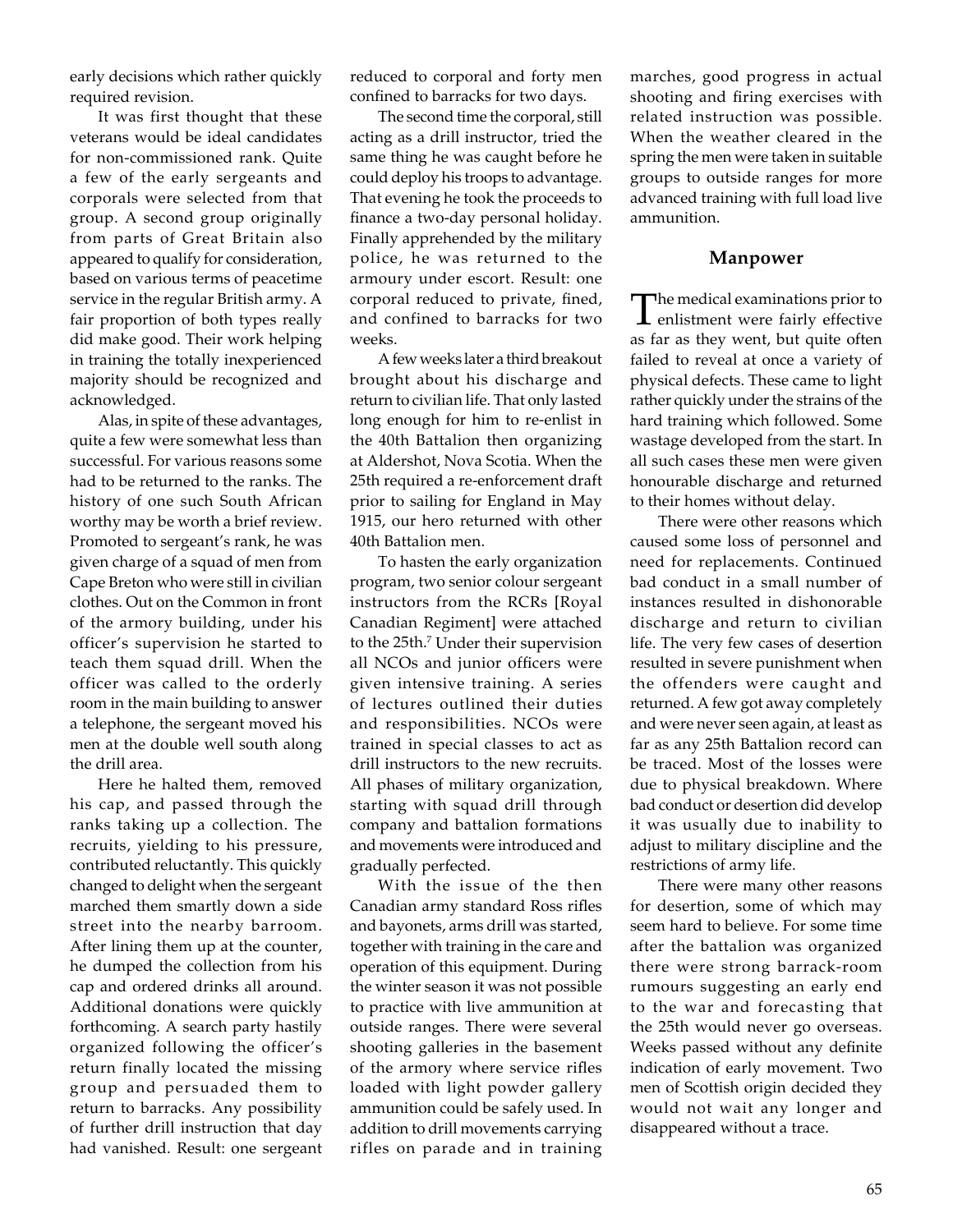early decisions which rather quickly required revision.

It was first thought that these veterans would be ideal candidates for non-commissioned rank. Quite a few of the early sergeants and corporals were selected from that group. A second group originally from parts of Great Britain also appeared to qualify for consideration, based on various terms of peacetime service in the regular British army. A fair proportion of both types really did make good. Their work helping in training the totally inexperienced majority should be recognized and acknowledged.

Alas, in spite of these advantages, quite a few were somewhat less than successful. For various reasons some had to be returned to the ranks. The history of one such South African worthy may be worth a brief review. Promoted to sergeant's rank, he was given charge of a squad of men from Cape Breton who were still in civilian clothes. Out on the Common in front of the armory building, under his officer's supervision he started to teach them squad drill. When the officer was called to the orderly room in the main building to answer a telephone, the sergeant moved his men at the double well south along the drill area.

Here he halted them, removed his cap, and passed through the ranks taking up a collection. The recruits, yielding to his pressure, contributed reluctantly. This quickly changed to delight when the sergeant marched them smartly down a side street into the nearby barroom. After lining them up at the counter, he dumped the collection from his cap and ordered drinks all around. Additional donations were quickly forthcoming. A search party hastily organized following the officer's return finally located the missing group and persuaded them to return to barracks. Any possibility of further drill instruction that day had vanished. Result: one sergeant reduced to corporal and forty men confined to barracks for two days.

The second time the corporal, still acting as a drill instructor, tried the same thing he was caught before he could deploy his troops to advantage. That evening he took the proceeds to finance a two-day personal holiday. Finally apprehended by the military police, he was returned to the armoury under escort. Result: one corporal reduced to private, fined, and confined to barracks for two weeks.

A few weeks later a third breakout brought about his discharge and return to civilian life. That only lasted long enough for him to re-enlist in the 40th Battalion then organizing at Aldershot, Nova Scotia. When the 25th required a re-enforcement draft prior to sailing for England in May 1915, our hero returned with other 40th Battalion men.

To hasten the early organization program, two senior colour sergeant instructors from the RCRs [Royal Canadian Regiment] were attached to the 25th.[7] Under their supervision all NCOs and junior officers were given intensive training. A series of lectures outlined their duties and responsibilities. NCOs were trained in special classes to act as drill instructors to the new recruits. All phases of military organization, starting with squad drill through company and battalion formations and movements were introduced and gradually perfected.

With the issue of the then Canadian army standard Ross rifles and bayonets, arms drill was started, together with training in the care and operation of this equipment. During the winter season it was not possible to practice with live ammunition at outside ranges. There were several shooting galleries in the basement of the armory where service rifles loaded with light powder gallery ammunition could be safely used. In addition to drill movements carrying rifles on parade and in training marches, good progress in actual shooting and firing exercises with related instruction was possible. When the weather cleared in the spring the men were taken in suitable groups to outside ranges for more advanced training with full load live ammunition.

## Manpower

The medical examinations prior to enlistment were fairly effective as far as they went, but quite often failed to reveal at once a variety of physical defects. These came to light rather quickly under the strains of the hard training which followed. Some wastage developed from the start. In all such cases these men were given honourable discharge and returned to their homes without delay.

There were other reasons which caused some loss of personnel and need for replacements. Continued bad conduct in a small number of instances resulted in dishonorable discharge and return to civilian life. The very few cases of desertion resulted in severe punishment when the offenders were caught and returned. A few got away completely and were never seen again, at least as far as any 25th Battalion record can be traced. Most of the losses were due to physical breakdown. Where bad conduct or desertion did develop it was usually due to inability to adjust to military discipline and the restrictions of army life.

There were many other reasons for desertion, some of which may seem hard to believe. For some time after the battalion was organized there were strong barrack-room rumours suggesting an early end to the war and forecasting that the 25th would never go overseas. Weeks passed without any definite indication of early movement. Two men of Scottish origin decided they would not wait any longer and disappeared without a trace.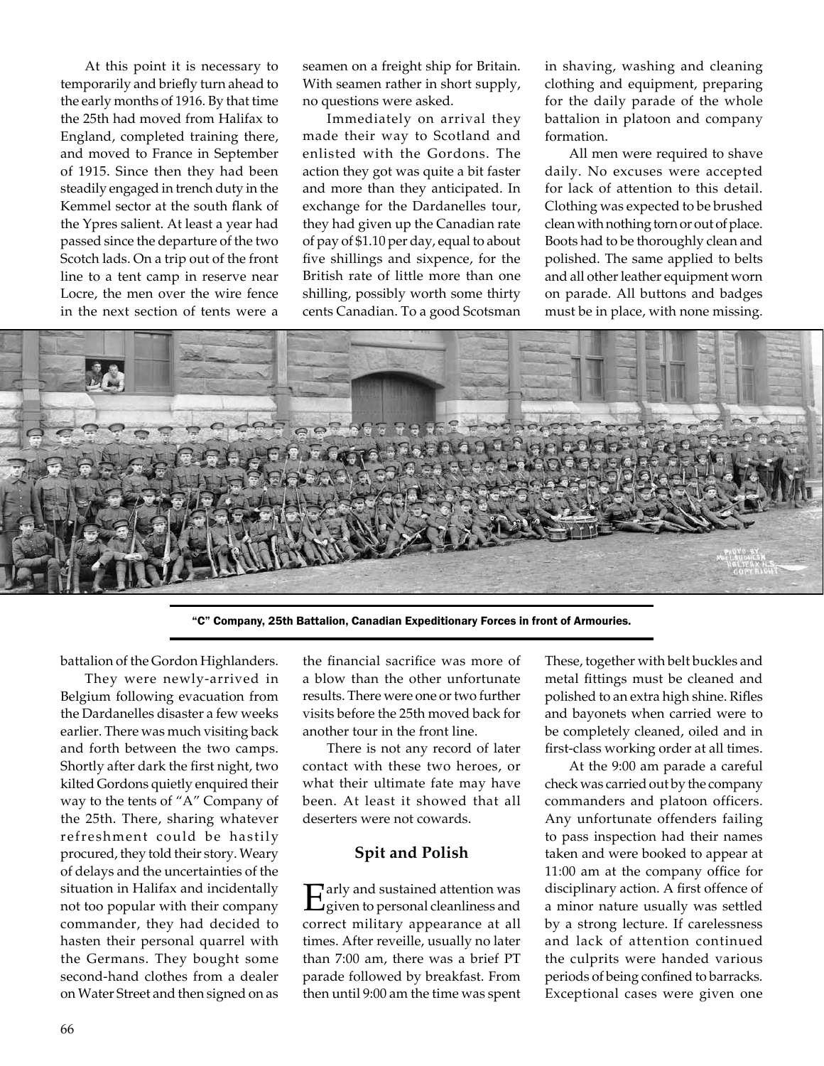At this point it is necessary to temporarily and briefly turn ahead to the early months of 1916. By that time the 25th had moved from Halifax to England, completed training there, and moved to France in September of 1915. Since then they had been steadily engaged in trench duty in the Kemmel sector at the south flank of the Ypres salient. At least a year had passed since the departure of the two Scotch lads. On a trip out of the front line to a tent camp in reserve near Locre, the men over the wire fence in the next section of tents were a battalion of the Gordon Highlanders.

They were newly-arrived in Belgium following evacuation from the Dardanelles disaster a few weeks earlier. There was much visiting back and forth between the two camps. Shortly after dark the first night, two kilted Gordons quietly enquired their way to the tents of "A" Company of the 25th. There, sharing whatever refreshment could be hastily procured, they told their story. Weary of delays and the uncertainties of the situation in Halifax and incidentally not too popular with their company commander, they had decided to hasten their personal quarrel with the Germans. They bought some second-hand clothes from a dealer on Water Street and then signed on as seamen on a freight ship for Britain. With seamen rather in short supply, no questions were asked.

Immediately on arrival they made their way to Scotland and enlisted with the Gordons. The action they got was quite a bit faster and more than they anticipated. In exchange for the Dardanelles tour, they had given up the Canadian rate of pay of $1.10 per day, equal to about five shillings and sixpence, for the British rate of little more than one shilling, possibly worth some thirty cents Canadian. To a good Scotsman the financial sacrifice was more of a blow than the other unfortunate results. There were one or two further visits before the 25th moved back for another tour in the front line.

There is not any record of later contact with these two heroes, or what their ultimate fate may have been. At least it showed that all deserters were not cowards.

"C" Company, 25th Battalion, Canadian Expeditionary Forces in front of Armouries.

### Spit and Polish

Early and sustained attention was given to personal cleanliness and correct military appearance at all times. After reveille, usually no later than 7:00 am, there was a brief PT parade followed by breakfast. From then until 9:00 am the time was spent in shaving, washing and cleaning clothing and equipment, preparing for the daily parade of the whole battalion in platoon and company formation.

All men were required to shave daily. No excuses were accepted for lack of attention to this detail. Clothing was expected to be brushed clean with nothing torn or out of place. Boots had to be thoroughly clean and polished. The same applied to belts and all other leather equipment worn on parade. All buttons and badges must be in place, with none missing. These, together with belt buckles and metal fittings must be cleaned and polished to an extra high shine. Rifles and bayonets when carried were to be completely cleaned, oiled and in first-class working order at all times.

At the 9:00 am parade a careful check was carried out by the company commanders and platoon officers. Any unfortunate offenders failing to pass inspection had their names taken and were booked to appear at 11:00 am at the company office for disciplinary action. A first offence of a minor nature usually was settled by a strong lecture. If carelessness and lack of attention continued the culprits were handed various periods of being confined to barracks. Exceptional cases were given one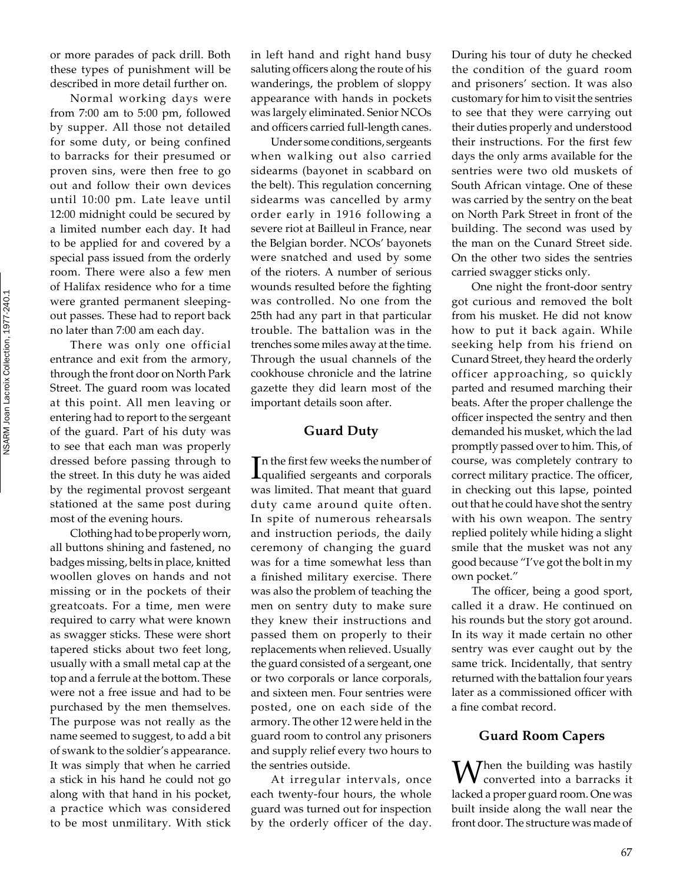or more parades of pack drill. Both these types of punishment will be described in more detail further on.

Normal working days were from 7:00 am to 5:00 pm, followed by supper. All those not detailed for some duty, or being confined to barracks for their presumed or proven sins, were then free to go out and follow their own devices until 10:00 pm. Late leave until 12:00 midnight could be secured by a limited number each day. It had to be applied for and covered by a special pass issued from the orderly room. There were also a few men of Halifax residence who for a time were granted permanent sleeping-out passes. These had to report back no later than 7:00 am each day.

There was only one official entrance and exit from the armory, through the front door on North Park Street. The guard room was located at this point. All men leaving or entering had to report to the sergeant of the guard. Part of his duty was to see that each man was properly dressed before passing through to the street. In this duty he was aided by the regimental provost sergeant stationed at the same post during most of the evening hours.

Clothing had to be properly worn, all buttons shining and fastened, no badges missing, belts in place, knitted woollen gloves on hands and not missing or in the pockets of their greatcoats. For a time, men were required to carry what were known as swagger sticks. These were short tapered sticks about two feet long, usually with a small metal cap at the top and a ferrule at the bottom. These were not a free issue and had to be purchased by the men themselves. The purpose was not really as the name seemed to suggest, to add a bit of swank to the soldier's appearance. It was simply that when he carried a stick in his hand he could not go along with that hand in his pocket, a practice which was considered to be most unmilitary. With stick in left hand and right hand busy saluting officers along the route of his wanderings, the problem of sloppy appearance with hands in pockets was largely eliminated. Senior NCOs and officers carried full-length canes.

Under some conditions, sergeants when walking out also carried sidearms (bayonet in scabbard on the belt). This regulation concerning sidearms was cancelled by army order early in 1916 following a severe riot at Bailleul in France, near the Belgian border. NCOs' bayonets were snatched and used by some of the rioters. A number of serious wounds resulted before the fighting was controlled. No one from the 25th had any part in that particular trouble. The battalion was in the trenches some miles away at the time. Through the usual channels of the cookhouse chronicle and the latrine gazette they did learn most of the important details soon after.

## Guard Duty

In the first few weeks the number of qualified sergeants and corporals was limited. That meant that guard duty came around quite often. In spite of numerous rehearsals and instruction periods, the daily ceremony of changing the guard was for a time somewhat less than a finished military exercise. There was also the problem of teaching the men on sentry duty to make sure they knew their instructions and passed them on properly to their replacements when relieved. Usually the guard consisted of a sergeant, one or two corporals or lance corporals, and sixteen men. Four sentries were posted, one on each side of the armory. The other 12 were held in the guard room to control any prisoners and supply relief every two hours to the sentries outside.

At irregular intervals, once each twenty-four hours, the whole guard was turned out for inspection by the orderly officer of the day. During his tour of duty he checked the condition of the guard room and prisoners' section. It was also customary for him to visit the sentries to see that they were carrying out their duties properly and understood their instructions. For the first few days the only arms available for the sentries were two old muskets of South African vintage. One of these was carried by the sentry on the beat on North Park Street in front of the building. The second was used by the man on the Cunard Street side. On the other two sides the sentries carried swagger sticks only.

One night the front-door sentry got curious and removed the bolt from his musket. He did not know how to put it back again. While seeking help from his friend on Cunard Street, they heard the orderly officer approaching, so quickly parted and resumed marching their beats. After the proper challenge the officer inspected the sentry and then demanded his musket, which the lad promptly passed over to him. This, of course, was completely contrary to correct military practice. The officer, in checking out this lapse, pointed out that he could have shot the sentry with his own weapon. The sentry replied politely while hiding a slight smile that the musket was not any good because "I've got the bolt in my own pocket."

The officer, being a good sport, called it a draw. He continued on his rounds but the story got around. In its way it made certain no other sentry was ever caught out by the same trick. Incidentally, that sentry returned with the battalion four years later as a commissioned officer with a fine combat record.

## Guard Room Capers

When the building was hastily converted into a barracks it lacked a proper guard room. One was built inside along the wall near the front door. The structure was made of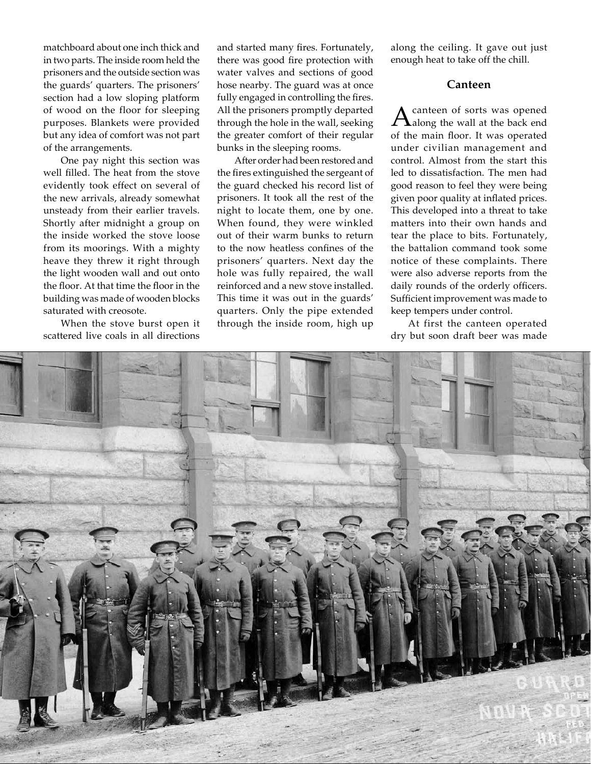matchboard about one inch thick and in two parts. The inside room held the prisoners and the outside section was the guards' quarters. The prisoners' section had a low sloping platform of wood on the floor for sleeping purposes. Blankets were provided but any idea of comfort was not part of the arrangements.

One pay night this section was well filled. The heat from the stove evidently took effect on several of the new arrivals, already somewhat unsteady from their earlier travels. Shortly after midnight a group on the inside worked the stove loose from its moorings. With a mighty heave they threw it right through the light wooden wall and out onto the floor. At that time the floor in the building was made of wooden blocks saturated with creosote.

When the stove burst open it scattered live coals in all directions and started many fires. Fortunately, there was good fire protection with water valves and sections of good hose nearby. The guard was at once fully engaged in controlling the fires. All the prisoners promptly departed through the hole in the wall, seeking the greater comfort of their regular bunks in the sleeping rooms.

After order had been restored and the fires extinguished the sergeant of the guard checked his record list of prisoners. It took all the rest of the night to locate them, one by one. When found, they were winkled out of their warm bunks to return to the now heatless confines of the prisoners' quarters. Next day the hole was fully repaired, the wall reinforced and a new stove installed. This time it was out in the guards' quarters. Only the pipe extended through the inside room, high up along the ceiling. It gave out just enough heat to take off the chill.

## Canteen

A canteen of sorts was opened along the wall at the back end of the main floor. It was operated under civilian management and control. Almost from the start this led to dissatisfaction. The men had good reason to feel they were being given poor quality at inflated prices. This developed into a threat to take matters into their own hands and tear the place to bits. Fortunately, the battalion command took some notice of these complaints. There were also adverse reports from the daily rounds of the orderly officers. Sufficient improvement was made to keep tempers under control.

At first the canteen operated dry but soon draft beer was made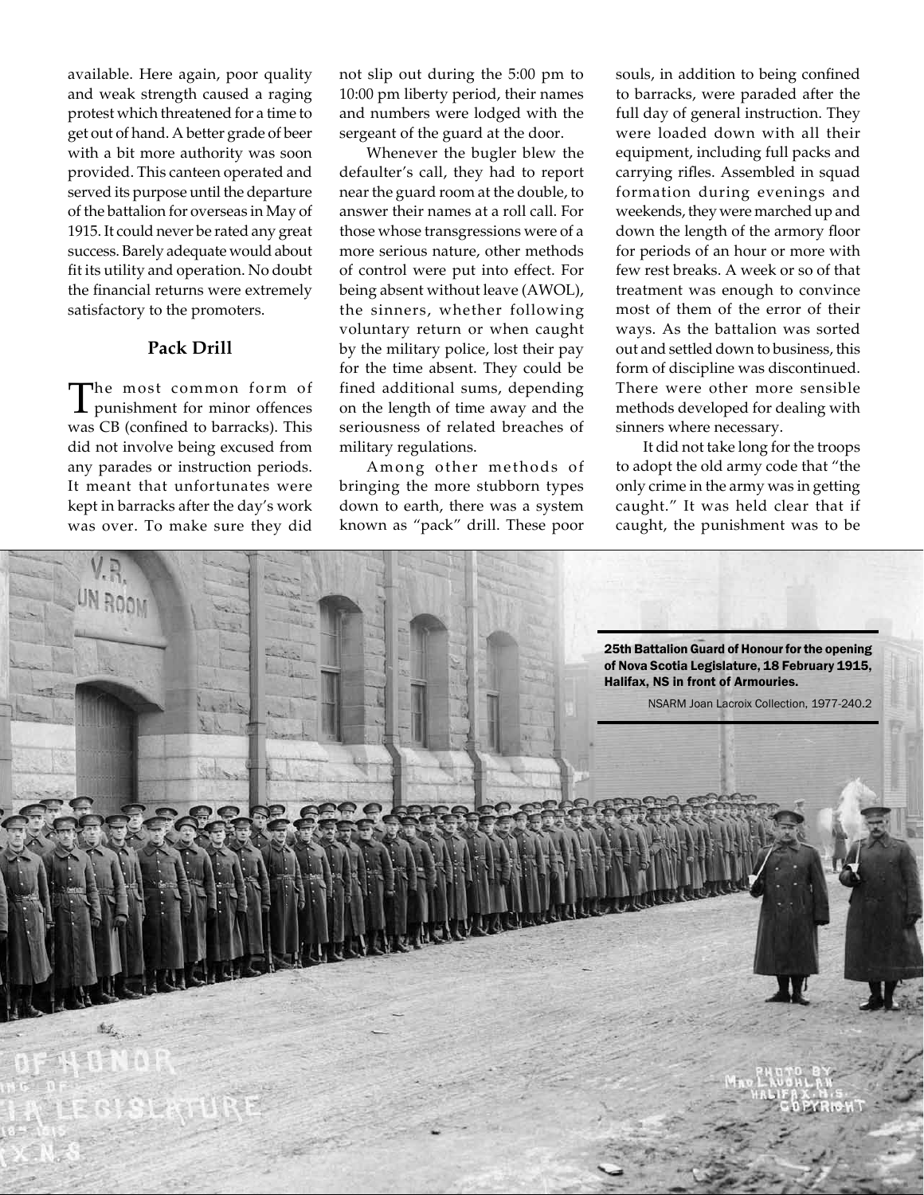available. Here again, poor quality and weak strength caused a raging protest which threatened for a time to get out of hand. A better grade of beer with a bit more authority was soon provided. This canteen operated and served its purpose until the departure of the battalion for overseas in May of 1915. It could never be rated any great success. Barely adequate would about fit its utility and operation. No doubt the financial returns were extremely satisfactory to the promoters.

## Pack Drill

The most common form of punishment for minor offences was CB (confined to barracks). This did not involve being excused from any parades or instruction periods. It meant that unfortunates were kept in barracks after the day's work was over. To make sure they did not slip out during the 5:00 pm to 10:00 pm liberty period, their names and numbers were lodged with the sergeant of the guard at the door.

Whenever the bugler blew the defaulter's call, they had to report near the guard room at the double, to answer their names at a roll call. For those whose transgressions were of a more serious nature, other methods of control were put into effect. For being absent without leave (AWOL), the sinners, whether following voluntary return or when caught by the military police, lost their pay for the time absent. They could be fined additional sums, depending on the length of time away and the seriousness of related breaches of military regulations.

Among other methods of bringing the more stubborn types down to earth, there was a system known as "pack" drill. These poor souls, in addition to being confined to barracks, were paraded after the full day of general instruction. They were loaded down with all their equipment, including full packs and carrying rifles. Assembled in squad formation during evenings and weekends, they were marched up and down the length of the armory floor for periods of an hour or more with few rest breaks. A week or so of that treatment was enough to convince most of them of the error of their ways. As the battalion was sorted out and settled down to business, this form of discipline was discontinued. There were other more sensible methods developed for dealing with sinners where necessary.

It did not take long for the troops to adopt the old army code that "the only crime in the army was in getting caught." It was held clear that if caught, the punishment was to be

**25th Battalion Guard of Honour for the opening of Nova Scotia Legislature, 18 February 1915, Halifax, NS in front of Armouries.**

NSARM Joan Lacroix Collection, 1977-240.2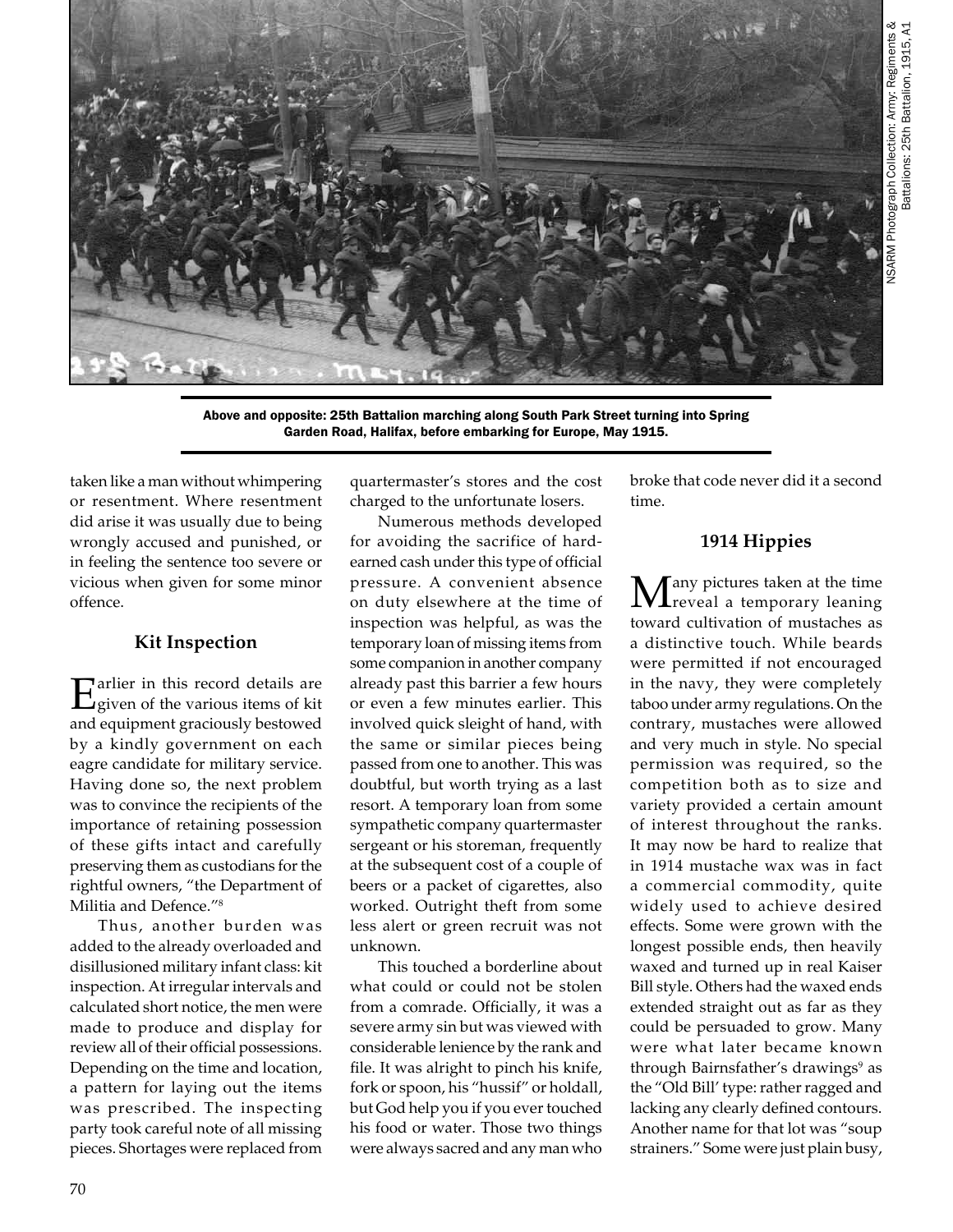Above and opposite: 25th Battalion marching along South Park Street turning into Spring Garden Road, Halifax, before embarking for Europe, May 1915.

NSARM Photograph Collection: Army: Regiments & Battalions: 25th Battalion, 1915, A1

taken like a man without whimpering or resentment. Where resentment did arise it was usually due to being wrongly accused and punished, or in feeling the sentence too severe or vicious when given for some minor offence.

### Kit Inspection

Earlier in this record details are given of the various items of kit and equipment graciously bestowed by a kindly government on each eagre candidate for military service. Having done so, the next problem was to convince the recipients of the importance of retaining possession of these gifts intact and carefully preserving them as custodians for the rightful owners, "the Department of Militia and Defence."[8]

Thus, another burden was added to the already overloaded and disillusioned military infant class: kit inspection. At irregular intervals and calculated short notice, the men were made to produce and display for review all of their official possessions. Depending on the time and location, a pattern for laying out the items was prescribed. The inspecting party took careful note of all missing pieces. Shortages were replaced from quartermaster's stores and the cost charged to the unfortunate losers.

Numerous methods developed for avoiding the sacrifice of hard-earned cash under this type of official pressure. A convenient absence on duty elsewhere at the time of inspection was helpful, as was the temporary loan of missing items from some companion in another company already past this barrier a few hours or even a few minutes earlier. This involved quick sleight of hand, with the same or similar pieces being passed from one to another. This was doubtful, but worth trying as a last resort. A temporary loan from some sympathetic company quartermaster sergeant or his storeman, frequently at the subsequent cost of a couple of beers or a packet of cigarettes, also worked. Outright theft from some less alert or green recruit was not unknown.

This touched a borderline about what could or could not be stolen from a comrade. Officially, it was a severe army sin but was viewed with considerable lenience by the rank and file. It was alright to pinch his knife, fork or spoon, his "hussif" or holdall, but God help you if you ever touched his food or water. Those two things were always sacred and any man who broke that code never did it a second time.

### 1914 Hippies

Many pictures taken at the time reveal a temporary leaning toward cultivation of mustaches as a distinctive touch. While beards were permitted if not encouraged in the navy, they were completely taboo under army regulations. On the contrary, mustaches were allowed and very much in style. No special permission was required, so the competition both as to size and variety provided a certain amount of interest throughout the ranks. It may now be hard to realize that in 1914 mustache wax was in fact a commercial commodity, quite widely used to achieve desired effects. Some were grown with the longest possible ends, then heavily waxed and turned up in real Kaiser Bill style. Others had the waxed ends extended straight out as far as they could be persuaded to grow. Many were what later became known through Bairnsfather's drawings[9] as the "Old Bill' type: rather ragged and lacking any clearly defined contours. Another name for that lot was "soup strainers." Some were just plain busy,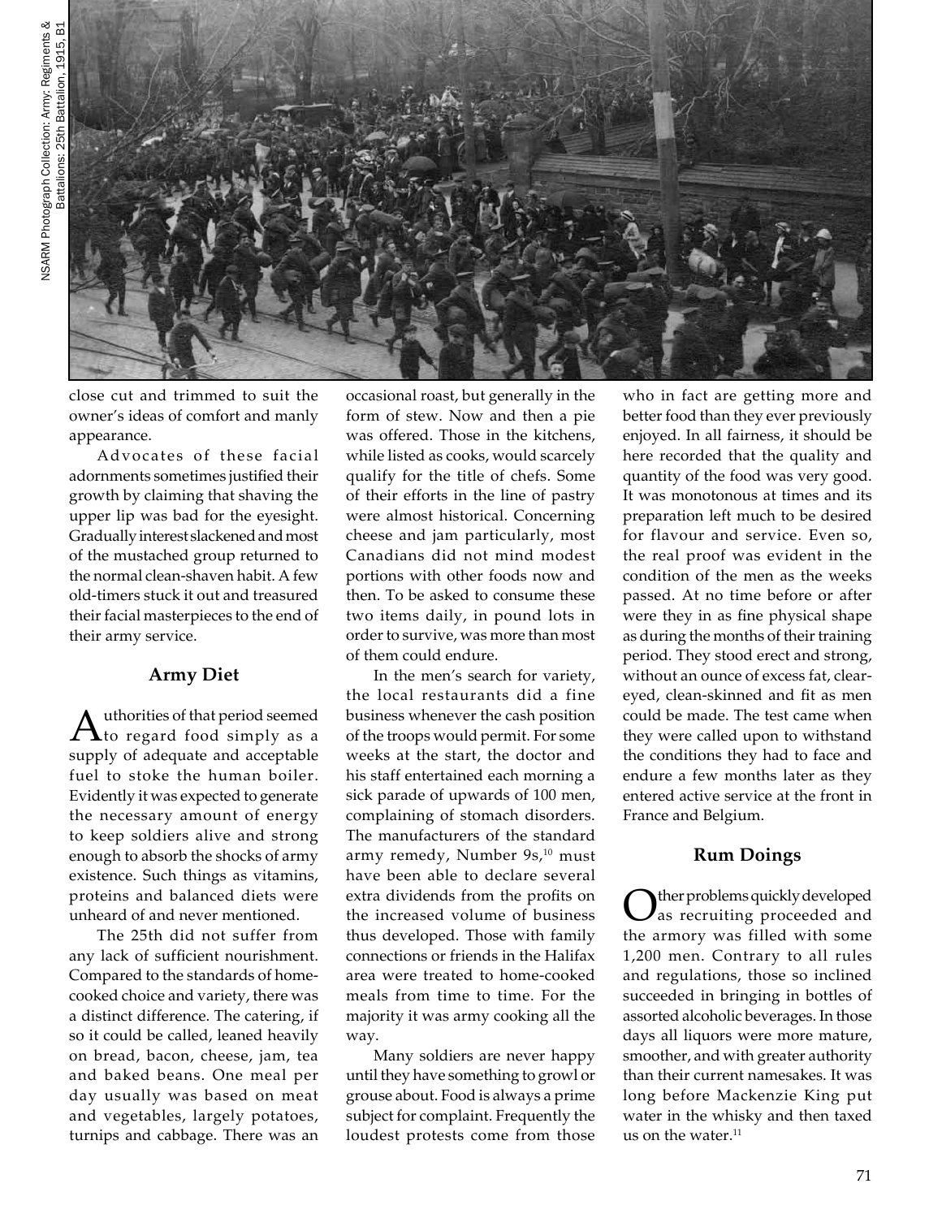NSARM Photograph Collection: Army: Regiments & Battalions: 25th Battalion, 1915, B1

close cut and trimmed to suit the owner's ideas of comfort and manly appearance.

Advocates of these facial adornments sometimes justified their growth by claiming that shaving the upper lip was bad for the eyesight. Gradually interest slackened and most of the mustached group returned to the normal clean-shaven habit. A few old-timers stuck it out and treasured their facial masterpieces to the end of their army service.

### Army Diet

Authorities of that period seemed to regard food simply as a supply of adequate and acceptable fuel to stoke the human boiler. Evidently it was expected to generate the necessary amount of energy to keep soldiers alive and strong enough to absorb the shocks of army existence. Such things as vitamins, proteins and balanced diets were unheard of and never mentioned.

The 25th did not suffer from any lack of sufficient nourishment. Compared to the standards of home-cooked choice and variety, there was a distinct difference. The catering, if so it could be called, leaned heavily on bread, bacon, cheese, jam, tea and baked beans. One meal per day usually was based on meat and vegetables, largely potatoes, turnips and cabbage. There was an occasional roast, but generally in the form of stew. Now and then a pie was offered. Those in the kitchens, while listed as cooks, would scarcely qualify for the title of chefs. Some of their efforts in the line of pastry were almost historical. Concerning cheese and jam particularly, most Canadians did not mind modest portions with other foods now and then. To be asked to consume these two items daily, in pound lots in order to survive, was more than most of them could endure.

In the men's search for variety, the local restaurants did a fine business whenever the cash position of the troops would permit. For some weeks at the start, the doctor and his staff entertained each morning a sick parade of upwards of 100 men, complaining of stomach disorders. The manufacturers of the standard army remedy, Number 9s,[10] must have been able to declare several extra dividends from the profits on the increased volume of business thus developed. Those with family connections or friends in the Halifax area were treated to home-cooked meals from time to time. For the majority it was army cooking all the way.

Many soldiers are never happy until they have something to growl or grouse about. Food is always a prime subject for complaint. Frequently the loudest protests come from those who in fact are getting more and better food than they ever previously enjoyed. In all fairness, it should be here recorded that the quality and quantity of the food was very good. It was monotonous at times and its preparation left much to be desired for flavour and service. Even so, the real proof was evident in the condition of the men as the weeks passed. At no time before or after were they in as fine physical shape as during the months of their training period. They stood erect and strong, without an ounce of excess fat, clear-eyed, clean-skinned and fit as men could be made. The test came when they were called upon to withstand the conditions they had to face and endure a few months later as they entered active service at the front in France and Belgium.

### Rum Doings

Other problems quickly developed as recruiting proceeded and the armory was filled with some 1,200 men. Contrary to all rules and regulations, those so inclined succeeded in bringing in bottles of assorted alcoholic beverages. In those days all liquors were more mature, smoother, and with greater authority than their current namesakes. It was long before Mackenzie King put water in the whisky and then taxed us on the water.[11]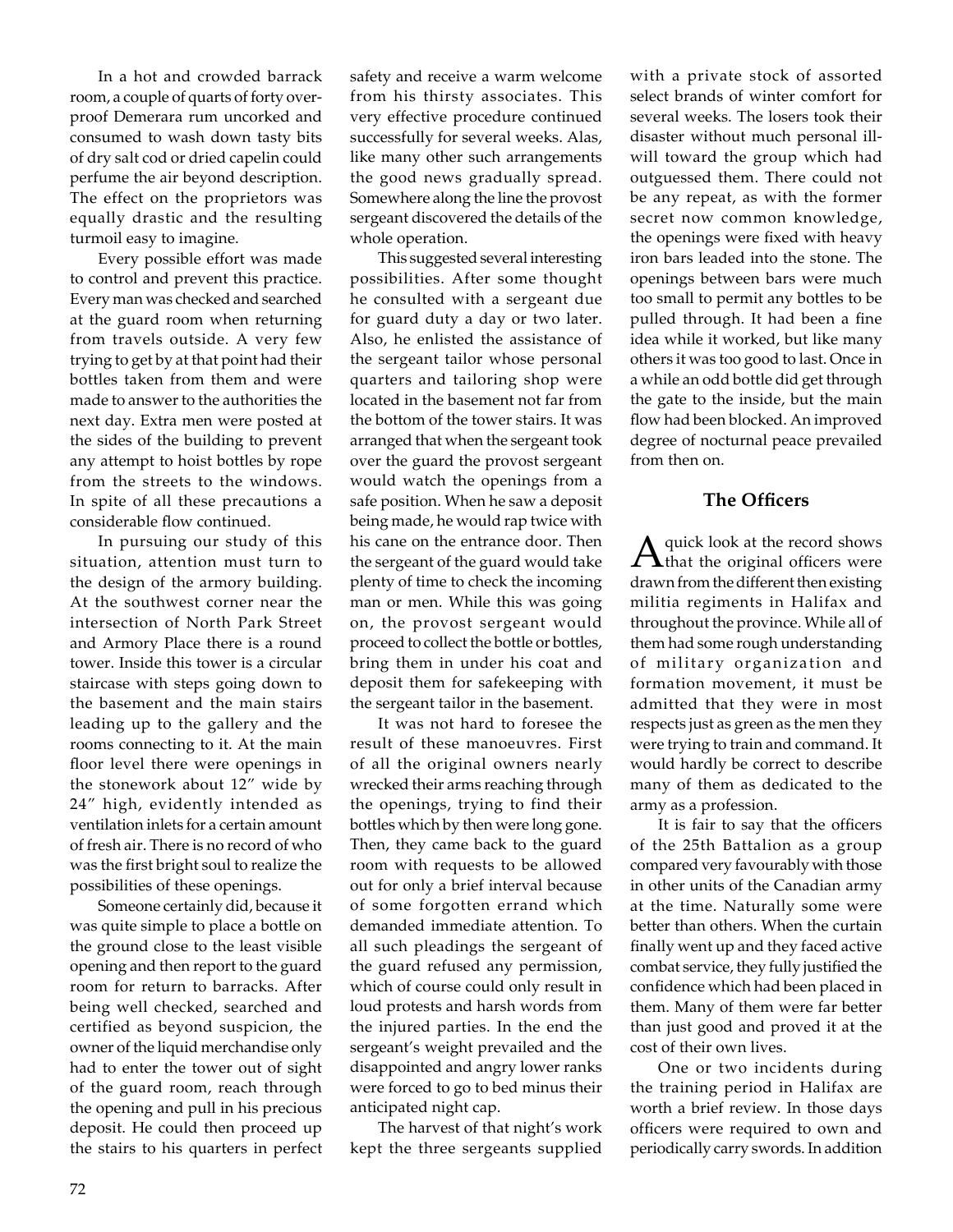In a hot and crowded barrack room, a couple of quarts of forty over-proof Demerara rum uncorked and consumed to wash down tasty bits of dry salt cod or dried capelin could perfume the air beyond description. The effect on the proprietors was equally drastic and the resulting turmoil easy to imagine.

Every possible effort was made to control and prevent this practice. Every man was checked and searched at the guard room when returning from travels outside. A very few trying to get by at that point had their bottles taken from them and were made to answer to the authorities the next day. Extra men were posted at the sides of the building to prevent any attempt to hoist bottles by rope from the streets to the windows. In spite of all these precautions a considerable flow continued.

In pursuing our study of this situation, attention must turn to the design of the armory building. At the southwest corner near the intersection of North Park Street and Armory Place there is a round tower. Inside this tower is a circular staircase with steps going down to the basement and the main stairs leading up to the gallery and the rooms connecting to it. At the main floor level there were openings in the stonework about 12" wide by 24" high, evidently intended as ventilation inlets for a certain amount of fresh air. There is no record of who was the first bright soul to realize the possibilities of these openings.

Someone certainly did, because it was quite simple to place a bottle on the ground close to the least visible opening and then report to the guard room for return to barracks. After being well checked, searched and certified as beyond suspicion, the owner of the liquid merchandise only had to enter the tower out of sight of the guard room, reach through the opening and pull in his precious deposit. He could then proceed up the stairs to his quarters in perfect safety and receive a warm welcome from his thirsty associates. This very effective procedure continued successfully for several weeks. Alas, like many other such arrangements the good news gradually spread. Somewhere along the line the provost sergeant discovered the details of the whole operation.

This suggested several interesting possibilities. After some thought he consulted with a sergeant due for guard duty a day or two later. Also, he enlisted the assistance of the sergeant tailor whose personal quarters and tailoring shop were located in the basement not far from the bottom of the tower stairs. It was arranged that when the sergeant took over the guard the provost sergeant would watch the openings from a safe position. When he saw a deposit being made, he would rap twice with his cane on the entrance door. Then the sergeant of the guard would take plenty of time to check the incoming man or men. While this was going on, the provost sergeant would proceed to collect the bottle or bottles, bring them in under his coat and deposit them for safekeeping with the sergeant tailor in the basement.

It was not hard to foresee the result of these manoeuvres. First of all the original owners nearly wrecked their arms reaching through the openings, trying to find their bottles which by then were long gone. Then, they came back to the guard room with requests to be allowed out for only a brief interval because of some forgotten errand which demanded immediate attention. To all such pleadings the sergeant of the guard refused any permission, which of course could only result in loud protests and harsh words from the injured parties. In the end the sergeant's weight prevailed and the disappointed and angry lower ranks were forced to go to bed minus their anticipated night cap.

The harvest of that night's work kept the three sergeants supplied with a private stock of assorted select brands of winter comfort for several weeks. The losers took their disaster without much personal ill-will toward the group which had outguessed them. There could not be any repeat, as with the former secret now common knowledge, the openings were fixed with heavy iron bars leaded into the stone. The openings between bars were much too small to permit any bottles to be pulled through. It had been a fine idea while it worked, but like many others it was too good to last. Once in a while an odd bottle did get through the gate to the inside, but the main flow had been blocked. An improved degree of nocturnal peace prevailed from then on.

## The Officers

A quick look at the record shows that the original officers were drawn from the different then existing militia regiments in Halifax and throughout the province. While all of them had some rough understanding of military organization and formation movement, it must be admitted that they were in most respects just as green as the men they were trying to train and command. It would hardly be correct to describe many of them as dedicated to the army as a profession.

It is fair to say that the officers of the 25th Battalion as a group compared very favourably with those in other units of the Canadian army at the time. Naturally some were better than others. When the curtain finally went up and they faced active combat service, they fully justified the confidence which had been placed in them. Many of them were far better than just good and proved it at the cost of their own lives.

One or two incidents during the training period in Halifax are worth a brief review. In those days officers were required to own and periodically carry swords. In addition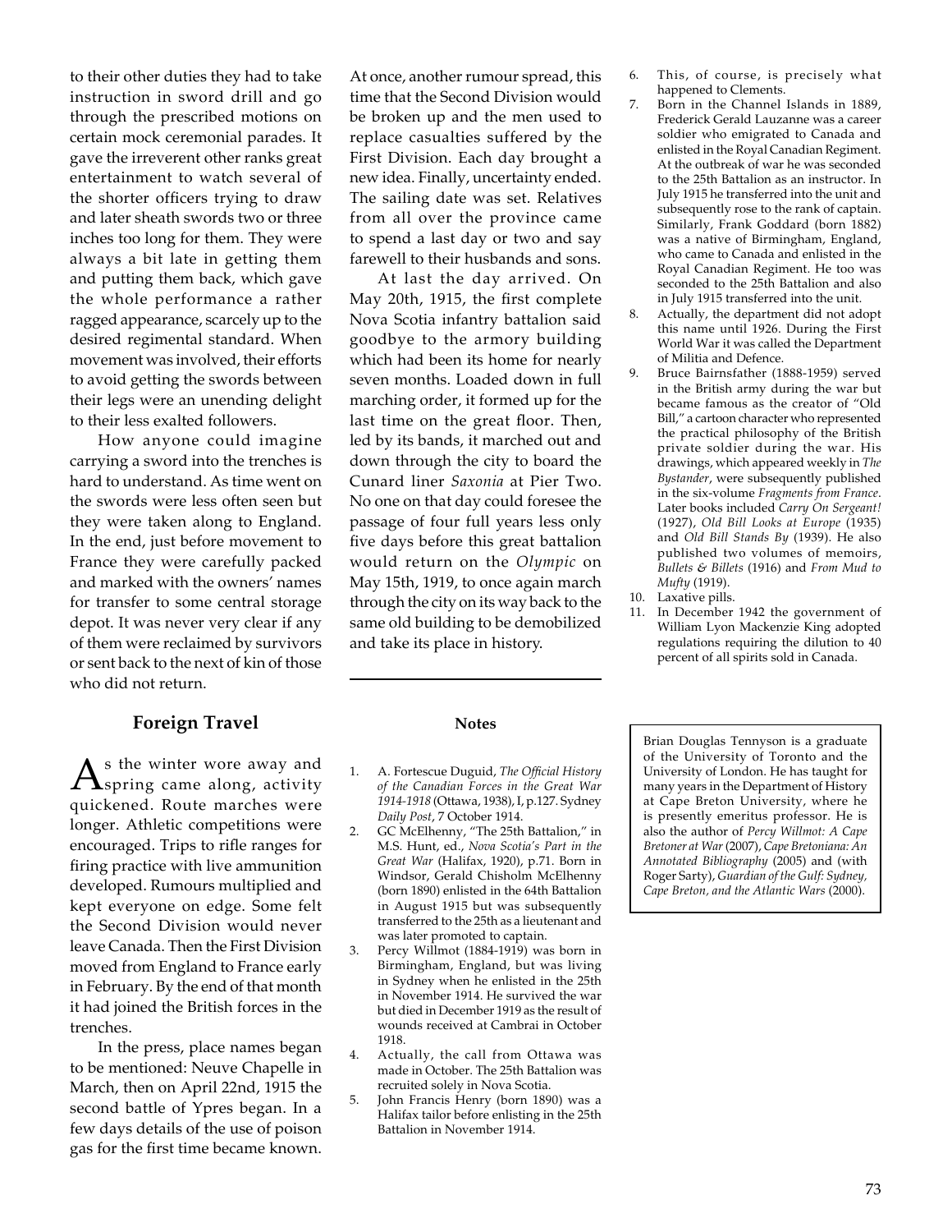to their other duties they had to take instruction in sword drill and go through the prescribed motions on certain mock ceremonial parades. It gave the irreverent other ranks great entertainment to watch several of the shorter officers trying to draw and later sheath swords two or three inches too long for them. They were always a bit late in getting them and putting them back, which gave the whole performance a rather ragged appearance, scarcely up to the desired regimental standard. When movement was involved, their efforts to avoid getting the swords between their legs were an unending delight to their less exalted followers.

How anyone could imagine carrying a sword into the trenches is hard to understand. As time went on the swords were less often seen but they were taken along to England. In the end, just before movement to France they were carefully packed and marked with the owners' names for transfer to some central storage depot. It was never very clear if any of them were reclaimed by survivors or sent back to the next of kin of those who did not return.

## Foreign Travel

As the winter wore away and spring came along, activity quickened. Route marches were longer. Athletic competitions were encouraged. Trips to rifle ranges for firing practice with live ammunition developed. Rumours multiplied and kept everyone on edge. Some felt the Second Division would never leave Canada. Then the First Division moved from England to France early in February. By the end of that month it had joined the British forces in the trenches.

In the press, place names began to be mentioned: Neuve Chapelle in March, then on April 22nd, 1915 the second battle of Ypres began. In a few days details of the use of poison gas for the first time became known. At once, another rumour spread, this time that the Second Division would be broken up and the men used to replace casualties suffered by the First Division. Each day brought a new idea. Finally, uncertainty ended. The sailing date was set. Relatives from all over the province came to spend a last day or two and say farewell to their husbands and sons.

At last the day arrived. On May 20th, 1915, the first complete Nova Scotia infantry battalion said goodbye to the armory building which had been its home for nearly seven months. Loaded down in full marching order, it formed up for the last time on the great floor. Then, led by its bands, it marched out and down through the city to board the Cunard liner *Saxonia* at Pier Two. No one on that day could foresee the passage of four full years less only five days before this great battalion would return on the *Olympic* on May 15th, 1919, to once again march through the city on its way back to the same old building to be demobilized and take its place in history.

### Notes

1. A. Fortescue Duguid, *The Official History of the Canadian Forces in the Great War 1914-1918* (Ottawa, 1938), I, p.127. Sydney *Daily Post*, 7 October 1914.
2. GC McElhenny, "The 25th Battalion," in M.S. Hunt, ed., *Nova Scotia's Part in the Great War* (Halifax, 1920), p.71. Born in Windsor, Gerald Chisholm McElhenny (born 1890) enlisted in the 64th Battalion in August 1915 but was subsequently transferred to the 25th as a lieutenant and was later promoted to captain.
3. Percy Willmot (1884-1919) was born in Birmingham, England, but was living in Sydney when he enlisted in the 25th in November 1914. He survived the war but died in December 1919 as the result of wounds received at Cambrai in October 1918.
4. Actually, the call from Ottawa was made in October. The 25th Battalion was recruited solely in Nova Scotia.
5. John Francis Henry (born 1890) was a Halifax tailor before enlisting in the 25th Battalion in November 1914.
6. This, of course, is precisely what happened to Clements.
7. Born in the Channel Islands in 1889, Frederick Gerald Lauzanne was a career soldier who emigrated to Canada and enlisted in the Royal Canadian Regiment. At the outbreak of war he was seconded to the 25th Battalion as an instructor. In July 1915 he transferred into the unit and subsequently rose to the rank of captain. Similarly, Frank Goddard (born 1882) was a native of Birmingham, England, who came to Canada and enlisted in the Royal Canadian Regiment. He too was seconded to the 25th Battalion and also in July 1915 transferred into the unit.
8. Actually, the department did not adopt this name until 1926. During the First World War it was called the Department of Militia and Defence.
9. Bruce Bairnsfather (1888-1959) served in the British army during the war but became famous as the creator of "Old Bill," a cartoon character who represented the practical philosophy of the British private soldier during the war. His drawings, which appeared weekly in *The Bystander*, were subsequently published in the six-volume *Fragments from France*. Later books included *Carry On Sergeant!* (1927), *Old Bill Looks at Europe* (1935) and *Old Bill Stands By* (1939). He also published two volumes of memoirs, *Bullets & Billets* (1916) and *From Mud to Mufty* (1919).
10. Laxative pills.
11. In December 1942 the government of William Lyon Mackenzie King adopted regulations requiring the dilution to 40 percent of all spirits sold in Canada.

Brian Douglas Tennyson is a graduate of the University of Toronto and the University of London. He has taught for many years in the Department of History at Cape Breton University, where he is presently emeritus professor. He is also the author of *Percy Willmot: A Cape Bretoner at War* (2007), *Cape Bretoniana: An Annotated Bibliography* (2005) and (with Roger Sarty), *Guardian of the Gulf: Sydney, Cape Breton, and the Atlantic Wars* (2000).